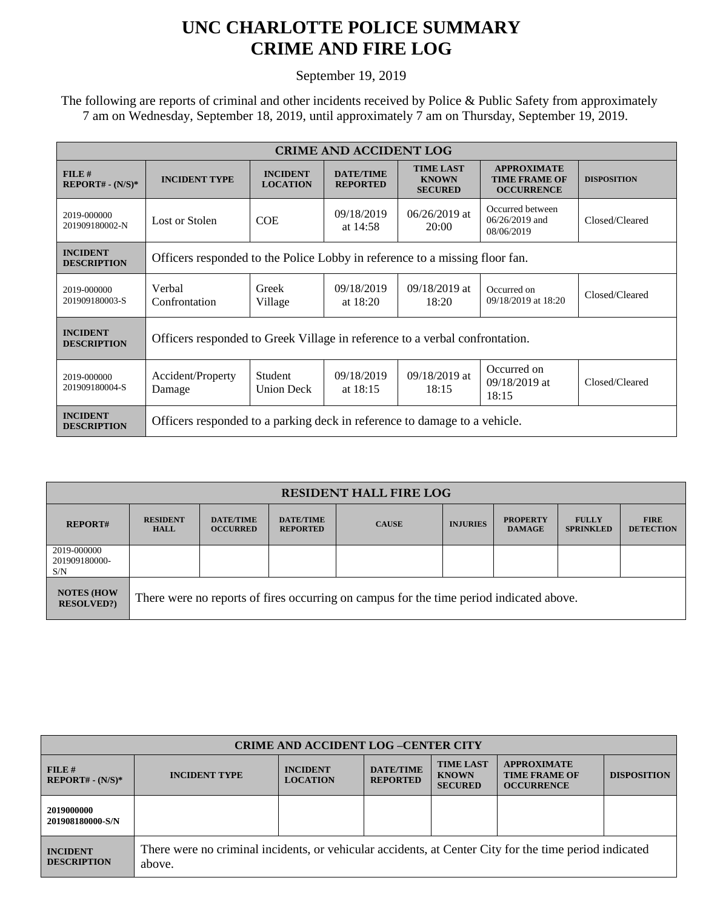# UNC CHARLOTTE POLICE SUMMARY
# CRIME AND FIRE LOG

September 19, 2019

The following are reports of criminal and other incidents received by Police & Public Safety from approximately 7 am on Wednesday, September 18, 2019, until approximately 7 am on Thursday, September 19, 2019.

| CRIME AND ACCIDENT LOG | | | | | | |
|---|---|---|---|---|---|---|
| **FILE # REPORT# - (N/S)*** | **INCIDENT TYPE** | **INCIDENT LOCATION** | **DATE/TIME REPORTED** | **TIME LAST KNOWN SECURED** | **APPROXIMATE TIME FRAME OF OCCURRENCE** | **DISPOSITION** |
| 2019-000000 201909180002-N | Lost or Stolen | COE | 09/18/2019 at 14:58 | 06/26/2019 at 20:00 | Occurred between 06/26/2019 and 08/06/2019 | Closed/Cleared |
| **INCIDENT DESCRIPTION** | Officers responded to the Police Lobby in reference to a missing floor fan. | | | | | |
| 2019-000000 201909180003-S | Verbal Confrontation | Greek Village | 09/18/2019 at 18:20 | 09/18/2019 at 18:20 | Occurred on 09/18/2019 at 18:20 | Closed/Cleared |
| **INCIDENT DESCRIPTION** | Officers responded to Greek Village in reference to a verbal confrontation. | | | | | |
| 2019-000000 201909180004-S | Accident/Property Damage | Student Union Deck | 09/18/2019 at 18:15 | 09/18/2019 at 18:15 | Occurred on 09/18/2019 at 18:15 | Closed/Cleared |
| **INCIDENT DESCRIPTION** | Officers responded to a parking deck in reference to damage to a vehicle. | | | | | |

| RESIDENT HALL FIRE LOG | | | | | | | | |
|---|---|---|---|---|---|---|---|---|
| **REPORT#** | **RESIDENT HALL** | **DATE/TIME OCCURRED** | **DATE/TIME REPORTED** | **CAUSE** | **INJURIES** | **PROPERTY DAMAGE** | **FULLY SPRINKLED** | **FIRE DETECTION** |
| 2019-000000 201909180000-S/N | | | | | | | | |
| **NOTES (HOW RESOLVED?)** | There were no reports of fires occurring on campus for the time period indicated above. | | | | | | | |

| CRIME AND ACCIDENT LOG –CENTER CITY | | | | | | |
|---|---|---|---|---|---|---|
| **FILE # REPORT# - (N/S)*** | **INCIDENT TYPE** | **INCIDENT LOCATION** | **DATE/TIME REPORTED** | **TIME LAST KNOWN SECURED** | **APPROXIMATE TIME FRAME OF OCCURRENCE** | **DISPOSITION** |
| **2019000000 201908180000-S/N** | | | | | | |
| **INCIDENT DESCRIPTION** | There were no criminal incidents, or vehicular accidents, at Center City for the time period indicated above. | | | | | |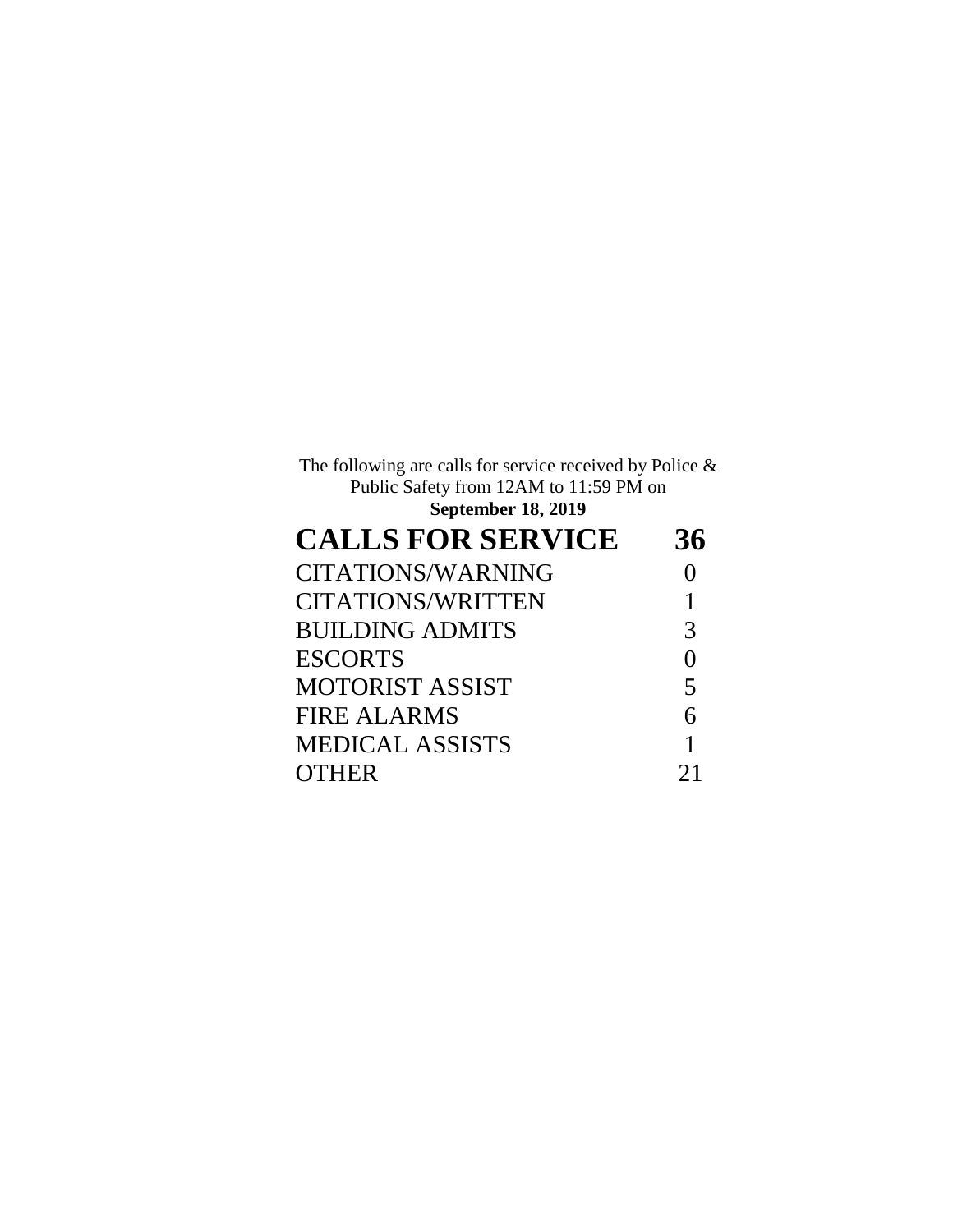The following are calls for service received by Police & Public Safety from 12AM to 11:59 PM on

**September 18, 2019**

| | |
|---|---|
| **CALLS FOR SERVICE** | **36** |
| CITATIONS/WARNING | 0 |
| CITATIONS/WRITTEN | 1 |
| BUILDING ADMITS | 3 |
| ESCORTS | 0 |
| MOTORIST ASSIST | 5 |
| FIRE ALARMS | 6 |
| MEDICAL ASSISTS | 1 |
| OTHER | 21 |